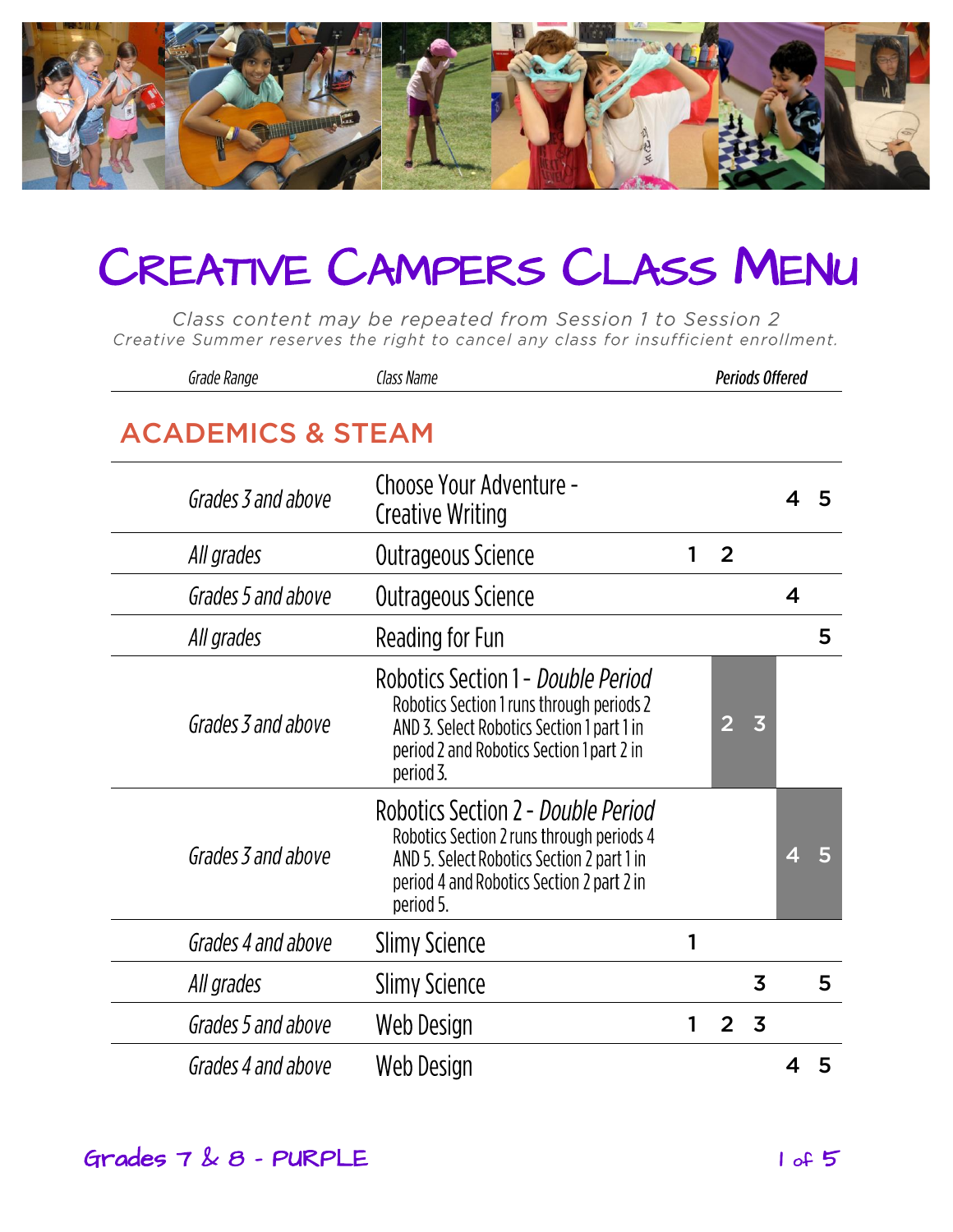# Creative Campers Class Menu

*Class content may be repeated from Session 1 to Session 2*
*Creative Summer reserves the right to cancel any class for insufficient enrollment.*

## ACADEMICS & STEAM

| Grade Range | Class Name | | | Periods Offered | | |
|---|---|---|---|---|---|---|
| *Grades 3 and above* | Choose Your Adventure - Creative Writing | | | | 4 | 5 |
| *All grades* | Outrageous Science | 1 | 2 | | | |
| *Grades 5 and above* | Outrageous Science | | | | 4 | |
| *All grades* | Reading for Fun | | | | | 5 |
| *Grades 3 and above* | Robotics Section 1 - *Double Period* Robotics Section 1 runs through periods 2 AND 3. Select Robotics Section 1 part 1 in period 2 and Robotics Section 1 part 2 in period 3. | | 2 | 3 | | |
| *Grades 3 and above* | Robotics Section 2 - *Double Period* Robotics Section 2 runs through periods 4 AND 5. Select Robotics Section 2 part 1 in period 4 and Robotics Section 2 part 2 in period 5. | | | | 4 | 5 |
| *Grades 4 and above* | Slimy Science | 1 | | | | |
| *All grades* | Slimy Science | | | 3 | | 5 |
| *Grades 5 and above* | Web Design | 1 | 2 | 3 | | |
| *Grades 4 and above* | Web Design | | | | 4 | 5 |

Grades 7 & 8 - PURPLE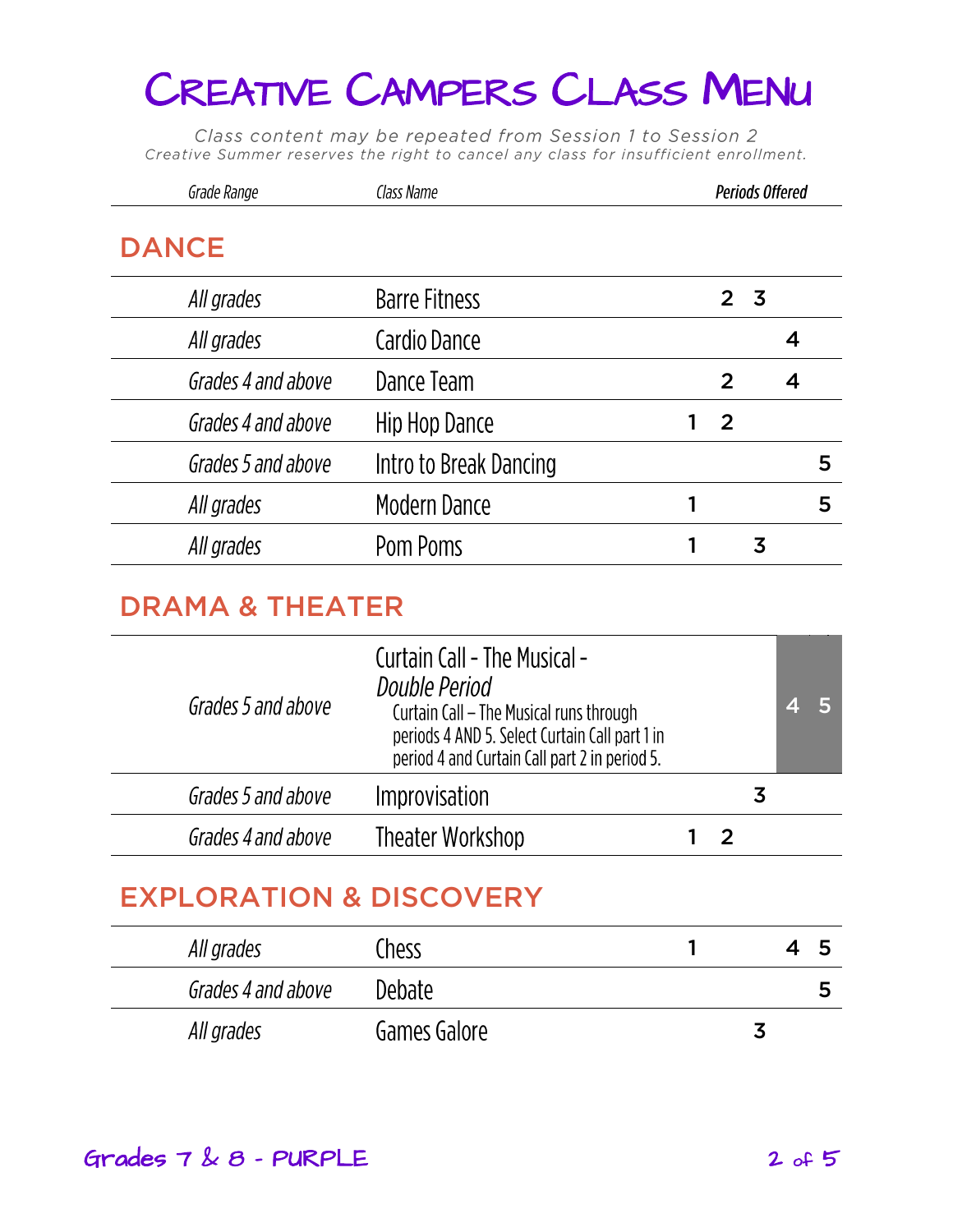# Creative Campers Class Menu

*Class content may be repeated from Session 1 to Session 2*
*Creative Summer reserves the right to cancel any class for insufficient enrollment.*

| Grade Range | Class Name | Periods Offered | | | | |
|---|---|---|---|---|---|---|
| | | 1 | 2 | 3 | 4 | 5 |

## DANCE

| Grade Range | Class Name | 1 | 2 | 3 | 4 | 5 |
|---|---|---|---|---|---|---|
| *All grades* | Barre Fitness | | 2 | 3 | | |
| *All grades* | Cardio Dance | | | | 4 | |
| *Grades 4 and above* | Dance Team | | 2 | | 4 | |
| *Grades 4 and above* | Hip Hop Dance | 1 | 2 | | | |
| *Grades 5 and above* | Intro to Break Dancing | | | | | 5 |
| *All grades* | Modern Dance | 1 | | | | 5 |
| *All grades* | Pom Poms | 1 | | 3 | | |

## DRAMA & THEATER

| Grade Range | Class Name | 1 | 2 | 3 | 4 | 5 |
|---|---|---|---|---|---|---|
| *Grades 5 and above* | Curtain Call - The Musical - *Double Period* Curtain Call – The Musical runs through periods 4 AND 5. Select Curtain Call part 1 in period 4 and Curtain Call part 2 in period 5. | | | | 4 | 5 |
| *Grades 5 and above* | Improvisation | | | 3 | | |
| *Grades 4 and above* | Theater Workshop | 1 | 2 | | | |

## EXPLORATION & DISCOVERY

| Grade Range | Class Name | 1 | 2 | 3 | 4 | 5 |
|---|---|---|---|---|---|---|
| *All grades* | Chess | 1 | | | 4 | 5 |
| *Grades 4 and above* | Debate | | | | | 5 |
| *All grades* | Games Galore | | | 3 | | |

Grades 7 & 8 - PURPLE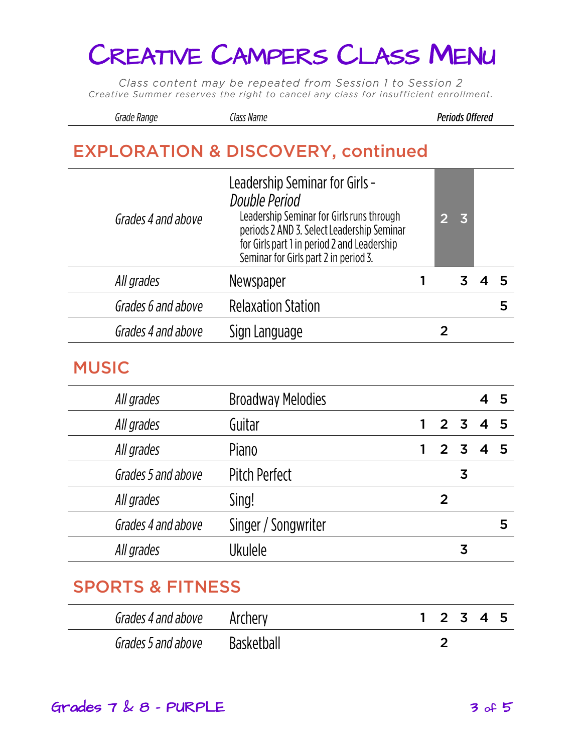# Creative Campers Class Menu

*Class content may be repeated from Session 1 to Session 2*
*Creative Summer reserves the right to cancel any class for insufficient enrollment.*

## EXPLORATION & DISCOVERY, continued

| Grade Range | Class Name | 1 | 2 | 3 | 4 | 5 |
|---|---|---|---|---|---|---|
| Grades 4 and above | Leadership Seminar for Girls - *Double Period*<br>Leadership Seminar for Girls runs through periods 2 AND 3. Select Leadership Seminar for Girls part 1 in period 2 and Leadership Seminar for Girls part 2 in period 3. | | 2 | 3 | | |
| All grades | Newspaper | 1 | | 3 | 4 | 5 |
| Grades 6 and above | Relaxation Station | | | | | 5 |
| Grades 4 and above | Sign Language | | 2 | | | |

## MUSIC

| Grade Range | Class Name | 1 | 2 | 3 | 4 | 5 |
|---|---|---|---|---|---|---|
| All grades | Broadway Melodies | | | | 4 | 5 |
| All grades | Guitar | 1 | 2 | 3 | 4 | 5 |
| All grades | Piano | 1 | 2 | 3 | 4 | 5 |
| Grades 5 and above | Pitch Perfect | | | 3 | | |
| All grades | Sing! | | 2 | | | |
| Grades 4 and above | Singer / Songwriter | | | | | 5 |
| All grades | Ukulele | | | 3 | | |

## SPORTS & FITNESS

| Grade Range | Class Name | 1 | 2 | 3 | 4 | 5 |
|---|---|---|---|---|---|---|
| Grades 4 and above | Archery | 1 | 2 | 3 | 4 | 5 |
| Grades 5 and above | Basketball | | 2 | | | |

Grades 7 & 8 - PURPLE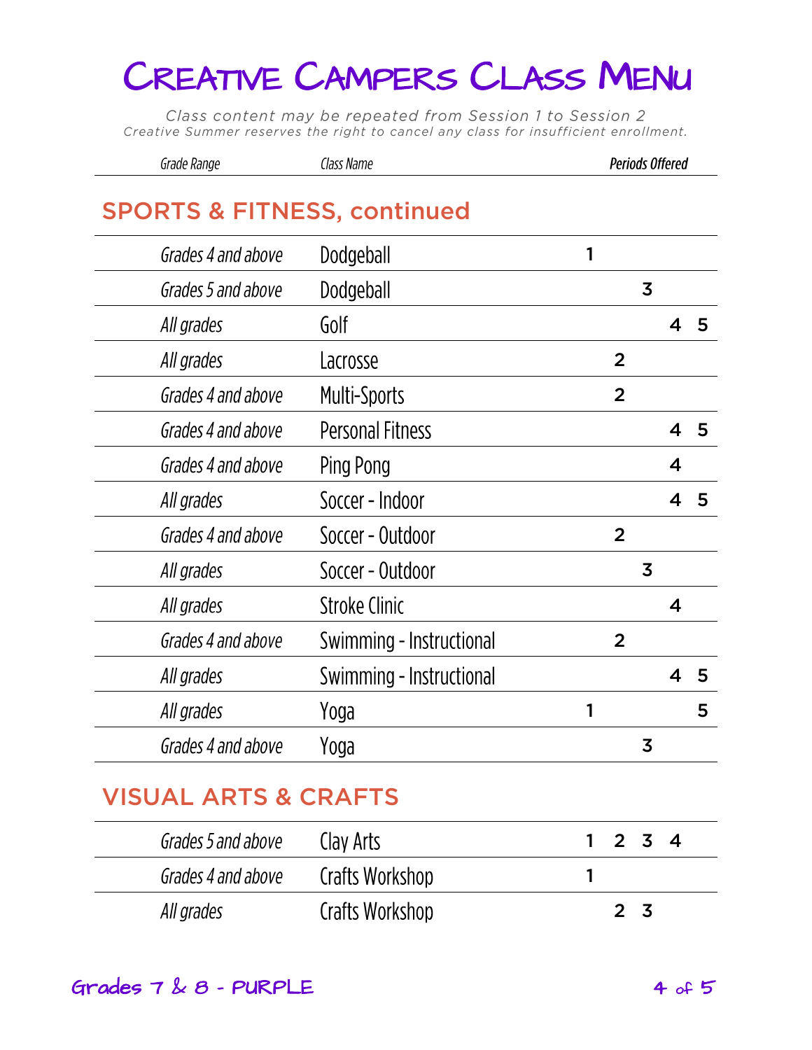# Creative Campers Class Menu

*Class content may be repeated from Session 1 to Session 2*
*Creative Summer reserves the right to cancel any class for insufficient enrollment.*

## SPORTS & FITNESS, continued

| Grade Range | Class Name | Periods Offered | | | | |
|---|---|---|---|---|---|---|
| Grades 4 and above | Dodgeball | 1 | | | | |
| Grades 5 and above | Dodgeball | | | 3 | | |
| All grades | Golf | | | | 4 | 5 |
| All grades | Lacrosse | | 2 | | | |
| Grades 4 and above | Multi-Sports | | 2 | | | |
| Grades 4 and above | Personal Fitness | | | | 4 | 5 |
| Grades 4 and above | Ping Pong | | | | 4 | |
| All grades | Soccer - Indoor | | | | 4 | 5 |
| Grades 4 and above | Soccer - Outdoor | | 2 | | | |
| All grades | Soccer - Outdoor | | | 3 | | |
| All grades | Stroke Clinic | | | | 4 | |
| Grades 4 and above | Swimming - Instructional | | 2 | | | |
| All grades | Swimming - Instructional | | | | 4 | 5 |
| All grades | Yoga | 1 | | | | 5 |
| Grades 4 and above | Yoga | | | 3 | | |

## VISUAL ARTS & CRAFTS

| Grade Range | Class Name | Periods Offered | | | | |
|---|---|---|---|---|---|---|
| Grades 5 and above | Clay Arts | 1 | 2 | 3 | 4 | |
| Grades 4 and above | Crafts Workshop | 1 | | | | |
| All grades | Crafts Workshop | | 2 | 3 | | |

Grades 7 & 8 - PURPLE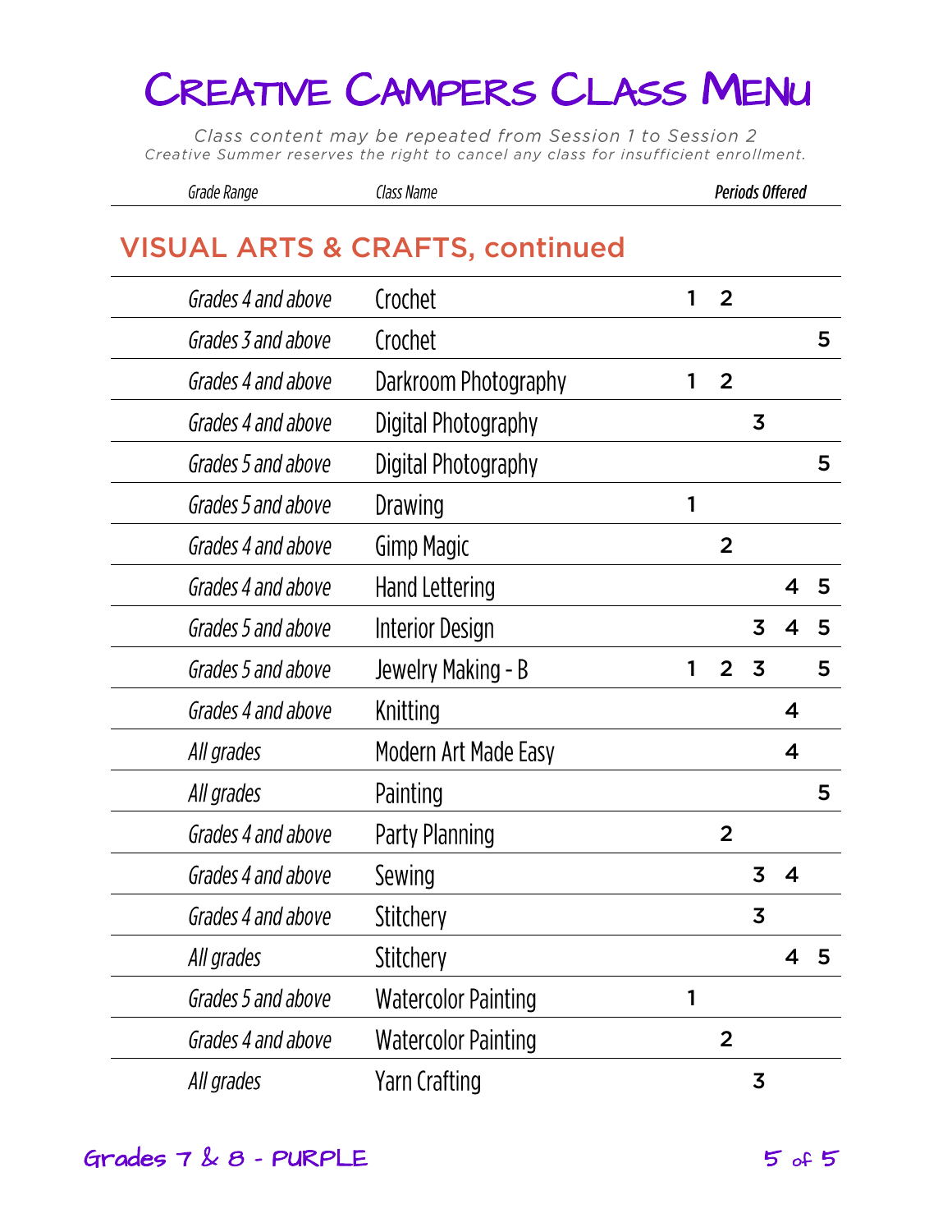# Creative Campers Class Menu

*Class content may be repeated from Session 1 to Session 2*
*Creative Summer reserves the right to cancel any class for insufficient enrollment.*

## VISUAL ARTS & CRAFTS, continued

| Grade Range | Class Name | Periods Offered | | | | |
|---|---|---|---|---|---|---|
| Grades 4 and above | Crochet | 1 | 2 | | | |
| Grades 3 and above | Crochet | | | | | 5 |
| Grades 4 and above | Darkroom Photography | 1 | 2 | | | |
| Grades 4 and above | Digital Photography | | | 3 | | |
| Grades 5 and above | Digital Photography | | | | | 5 |
| Grades 5 and above | Drawing | 1 | | | | |
| Grades 4 and above | Gimp Magic | | 2 | | | |
| Grades 4 and above | Hand Lettering | | | | 4 | 5 |
| Grades 5 and above | Interior Design | | | 3 | 4 | 5 |
| Grades 5 and above | Jewelry Making - B | 1 | 2 | 3 | | 5 |
| Grades 4 and above | Knitting | | | | 4 | |
| All grades | Modern Art Made Easy | | | | 4 | |
| All grades | Painting | | | | | 5 |
| Grades 4 and above | Party Planning | | 2 | | | |
| Grades 4 and above | Sewing | | | 3 | 4 | |
| Grades 4 and above | Stitchery | | | 3 | | |
| All grades | Stitchery | | | | 4 | 5 |
| Grades 5 and above | Watercolor Painting | 1 | | | | |
| Grades 4 and above | Watercolor Painting | | 2 | | | |
| All grades | Yarn Crafting | | | 3 | | |

Grades 7 & 8 - PURPLE